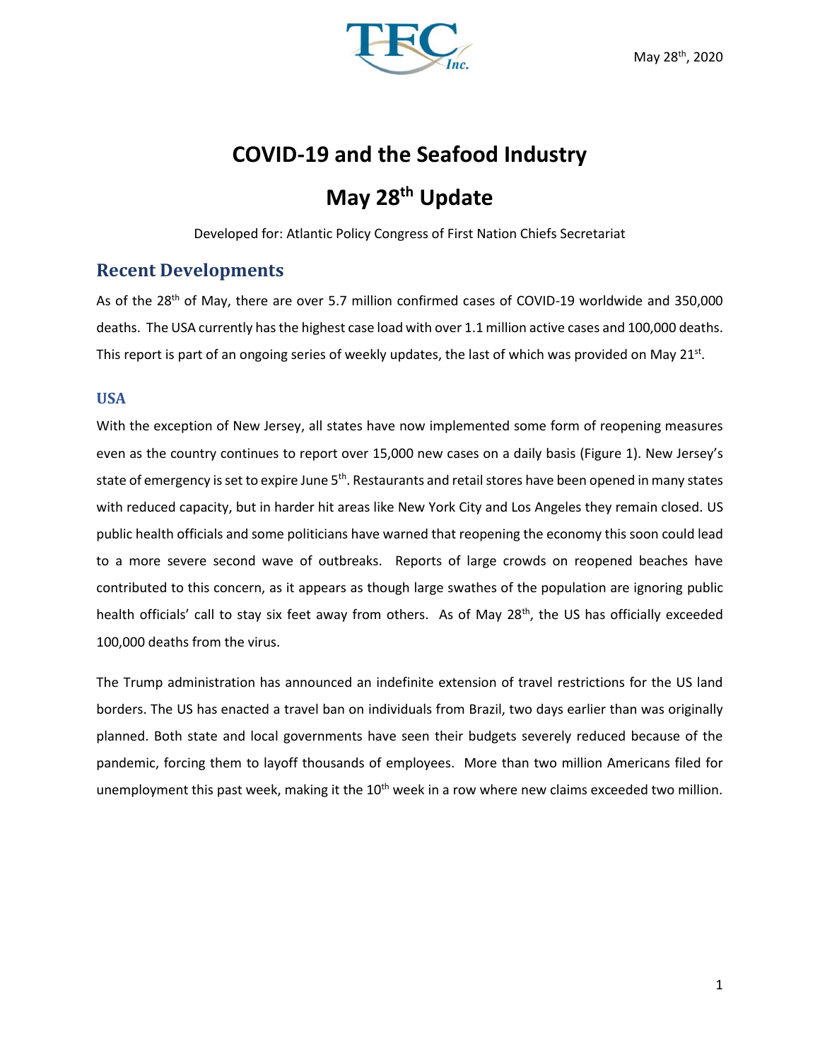May 28th, 2020

# COVID-19 and the Seafood Industry

# May 28th Update

Developed for: Atlantic Policy Congress of First Nation Chiefs Secretariat

## Recent Developments

As of the 28th of May, there are over 5.7 million confirmed cases of COVID-19 worldwide and 350,000 deaths. The USA currently has the highest case load with over 1.1 million active cases and 100,000 deaths. This report is part of an ongoing series of weekly updates, the last of which was provided on May 21st.

### USA

With the exception of New Jersey, all states have now implemented some form of reopening measures even as the country continues to report over 15,000 new cases on a daily basis (Figure 1). New Jersey's state of emergency is set to expire June 5th. Restaurants and retail stores have been opened in many states with reduced capacity, but in harder hit areas like New York City and Los Angeles they remain closed. US public health officials and some politicians have warned that reopening the economy this soon could lead to a more severe second wave of outbreaks. Reports of large crowds on reopened beaches have contributed to this concern, as it appears as though large swathes of the population are ignoring public health officials' call to stay six feet away from others. As of May 28th, the US has officially exceeded 100,000 deaths from the virus.

The Trump administration has announced an indefinite extension of travel restrictions for the US land borders. The US has enacted a travel ban on individuals from Brazil, two days earlier than was originally planned. Both state and local governments have seen their budgets severely reduced because of the pandemic, forcing them to layoff thousands of employees. More than two million Americans filed for unemployment this past week, making it the 10th week in a row where new claims exceeded two million.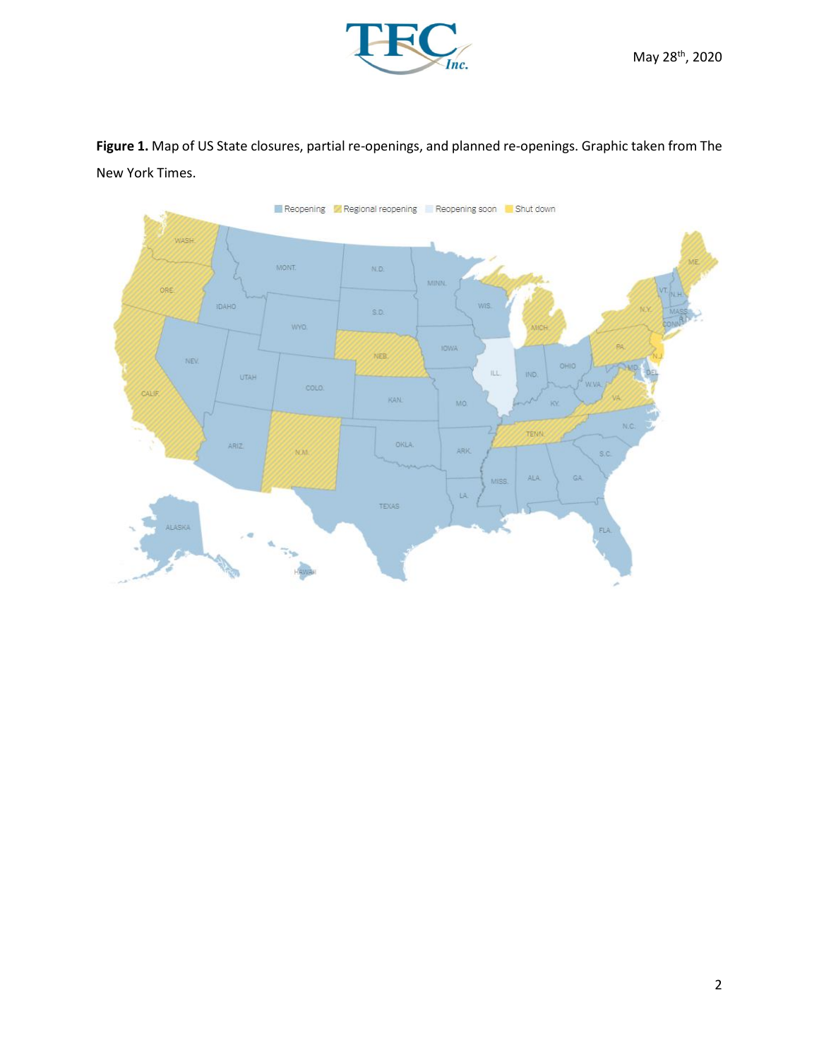**Figure 1.** Map of US State closures, partial re-openings, and planned re-openings. Graphic taken from The New York Times.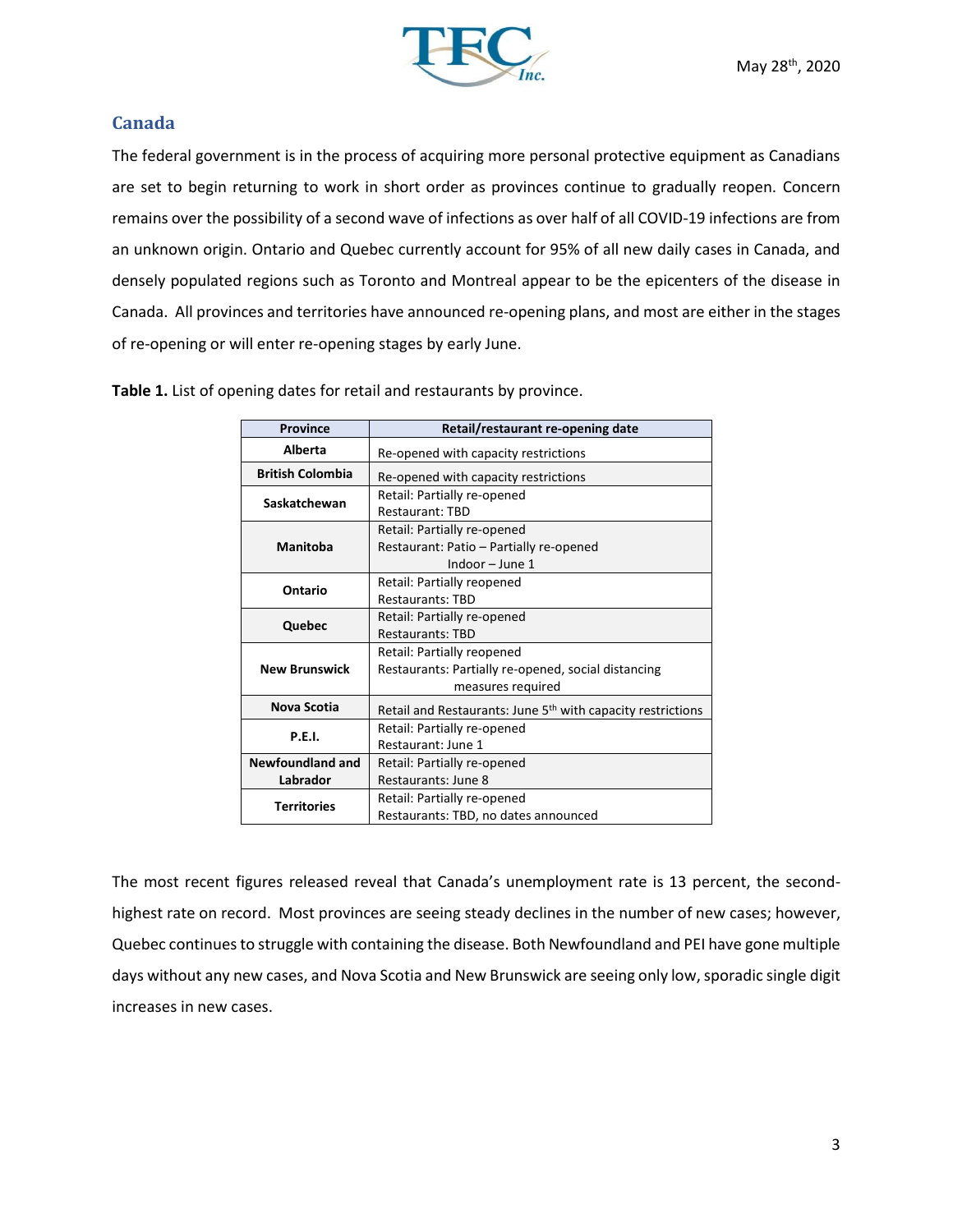## Canada

The federal government is in the process of acquiring more personal protective equipment as Canadians are set to begin returning to work in short order as provinces continue to gradually reopen. Concern remains over the possibility of a second wave of infections as over half of all COVID-19 infections are from an unknown origin. Ontario and Quebec currently account for 95% of all new daily cases in Canada, and densely populated regions such as Toronto and Montreal appear to be the epicenters of the disease in Canada. All provinces and territories have announced re-opening plans, and most are either in the stages of re-opening or will enter re-opening stages by early June.

**Table 1.** List of opening dates for retail and restaurants by province.

| Province | Retail/restaurant re-opening date |
|---|---|
| **Alberta** | Re-opened with capacity restrictions |
| **British Colombia** | Re-opened with capacity restrictions |
| **Saskatchewan** | Retail: Partially re-opened<br>Restaurant: TBD |
| **Manitoba** | Retail: Partially re-opened<br>Restaurant: Patio – Partially re-opened<br>Indoor – June 1 |
| **Ontario** | Retail: Partially reopened<br>Restaurants: TBD |
| **Quebec** | Retail: Partially re-opened<br>Restaurants: TBD |
| **New Brunswick** | Retail: Partially reopened<br>Restaurants: Partially re-opened, social distancing measures required |
| **Nova Scotia** | Retail and Restaurants: June 5th with capacity restrictions |
| **P.E.I.** | Retail: Partially re-opened<br>Restaurant: June 1 |
| **Newfoundland and Labrador** | Retail: Partially re-opened<br>Restaurants: June 8 |
| **Territories** | Retail: Partially re-opened<br>Restaurants: TBD, no dates announced |

The most recent figures released reveal that Canada's unemployment rate is 13 percent, the second-highest rate on record. Most provinces are seeing steady declines in the number of new cases; however, Quebec continues to struggle with containing the disease. Both Newfoundland and PEI have gone multiple days without any new cases, and Nova Scotia and New Brunswick are seeing only low, sporadic single digit increases in new cases.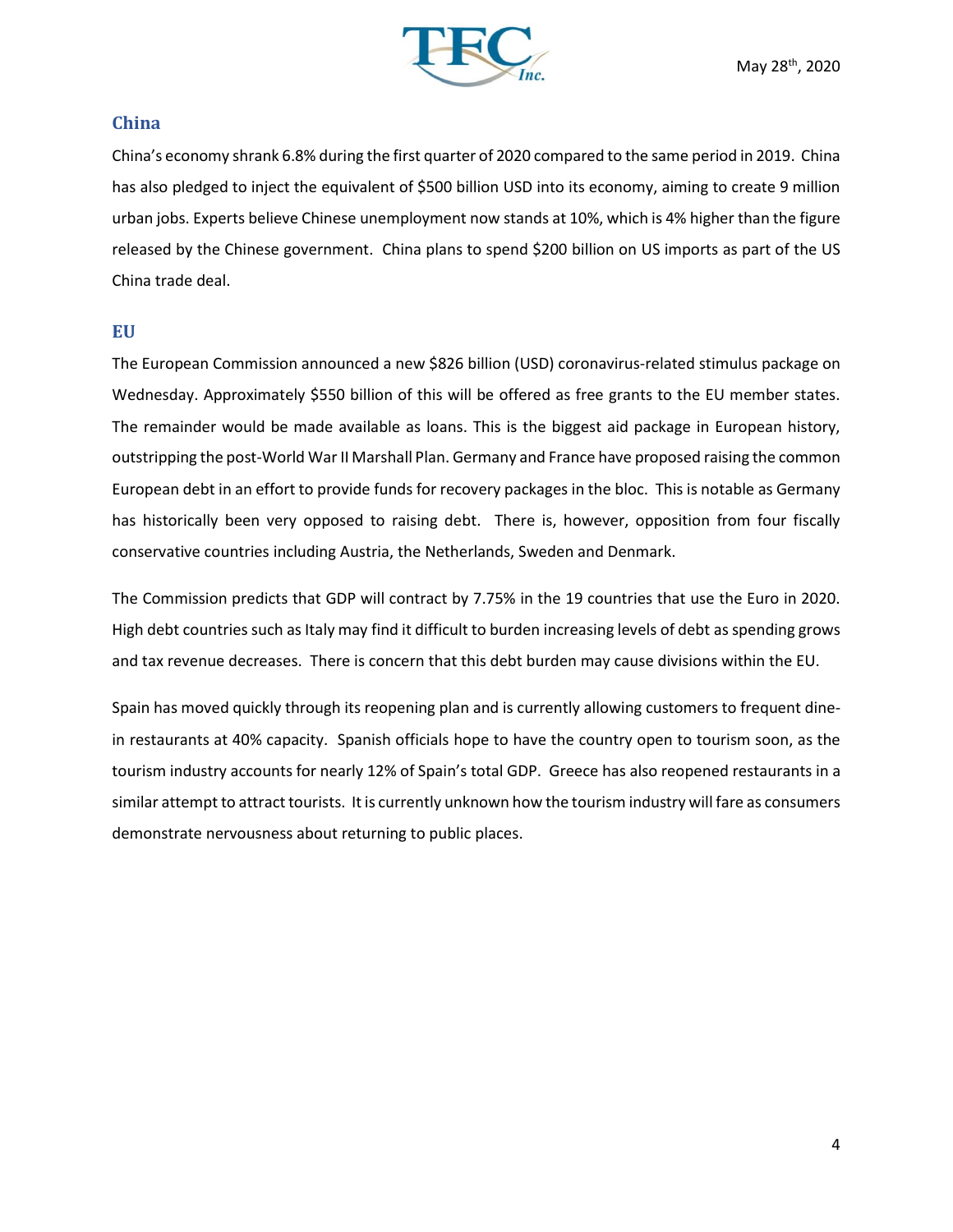## China

China's economy shrank 6.8% during the first quarter of 2020 compared to the same period in 2019. China has also pledged to inject the equivalent of $500 billion USD into its economy, aiming to create 9 million urban jobs. Experts believe Chinese unemployment now stands at 10%, which is 4% higher than the figure released by the Chinese government. China plans to spend $200 billion on US imports as part of the US China trade deal.

## EU

The European Commission announced a new $826 billion (USD) coronavirus-related stimulus package on Wednesday. Approximately $550 billion of this will be offered as free grants to the EU member states. The remainder would be made available as loans. This is the biggest aid package in European history, outstripping the post-World War II Marshall Plan. Germany and France have proposed raising the common European debt in an effort to provide funds for recovery packages in the bloc. This is notable as Germany has historically been very opposed to raising debt. There is, however, opposition from four fiscally conservative countries including Austria, the Netherlands, Sweden and Denmark.

The Commission predicts that GDP will contract by 7.75% in the 19 countries that use the Euro in 2020. High debt countries such as Italy may find it difficult to burden increasing levels of debt as spending grows and tax revenue decreases. There is concern that this debt burden may cause divisions within the EU.

Spain has moved quickly through its reopening plan and is currently allowing customers to frequent dine-in restaurants at 40% capacity. Spanish officials hope to have the country open to tourism soon, as the tourism industry accounts for nearly 12% of Spain's total GDP. Greece has also reopened restaurants in a similar attempt to attract tourists. It is currently unknown how the tourism industry will fare as consumers demonstrate nervousness about returning to public places.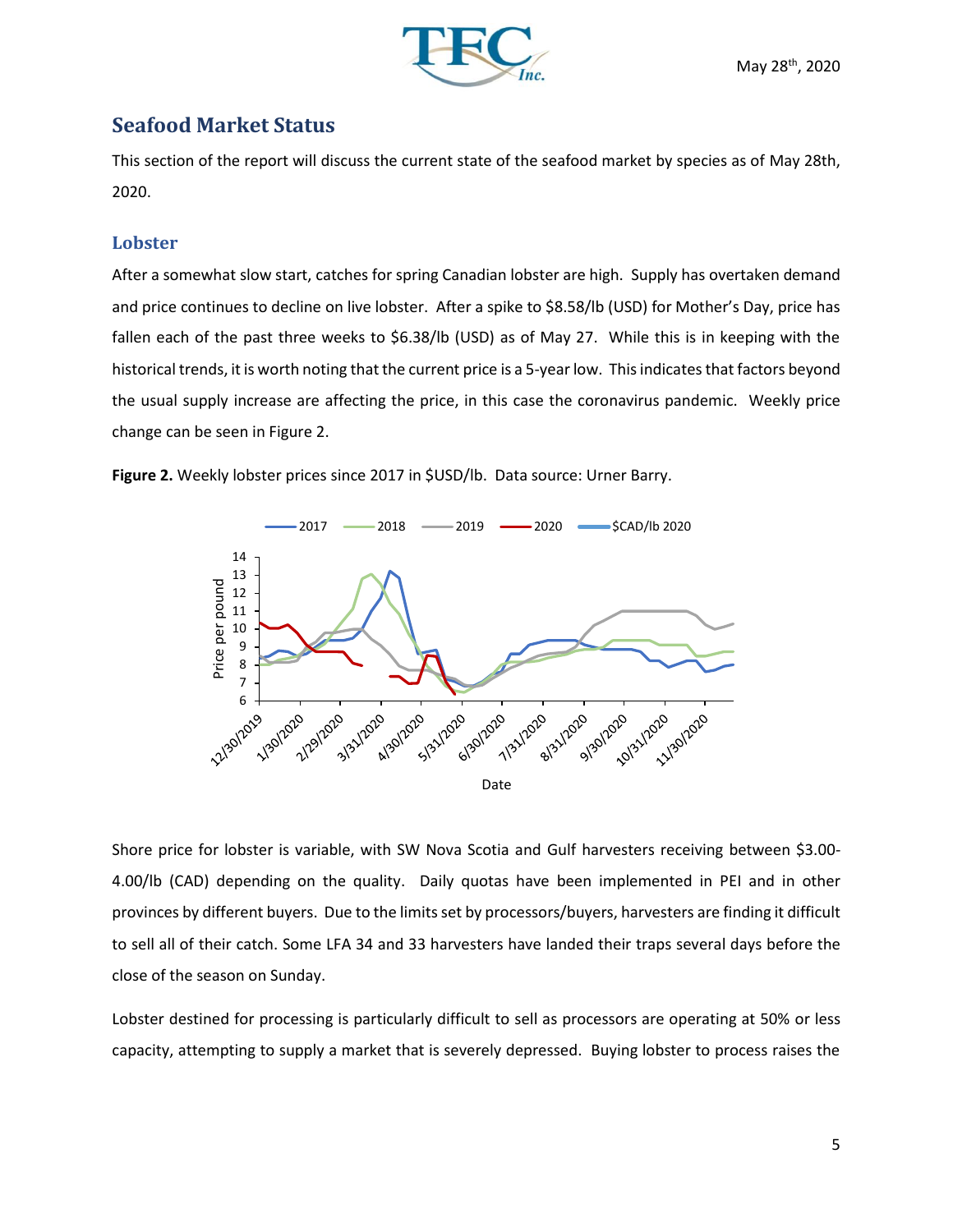## Seafood Market Status

This section of the report will discuss the current state of the seafood market by species as of May 28th, 2020.

### Lobster

After a somewhat slow start, catches for spring Canadian lobster are high. Supply has overtaken demand and price continues to decline on live lobster. After a spike to $8.58/lb (USD) for Mother's Day, price has fallen each of the past three weeks to $6.38/lb (USD) as of May 27. While this is in keeping with the historical trends, it is worth noting that the current price is a 5-year low. This indicates that factors beyond the usual supply increase are affecting the price, in this case the coronavirus pandemic. Weekly price change can be seen in Figure 2.

**Figure 2.** Weekly lobster prices since 2017 in $USD/lb. Data source: Urner Barry.

Shore price for lobster is variable, with SW Nova Scotia and Gulf harvesters receiving between $3.00-4.00/lb (CAD) depending on the quality. Daily quotas have been implemented in PEI and in other provinces by different buyers. Due to the limits set by processors/buyers, harvesters are finding it difficult to sell all of their catch. Some LFA 34 and 33 harvesters have landed their traps several days before the close of the season on Sunday.

Lobster destined for processing is particularly difficult to sell as processors are operating at 50% or less capacity, attempting to supply a market that is severely depressed. Buying lobster to process raises the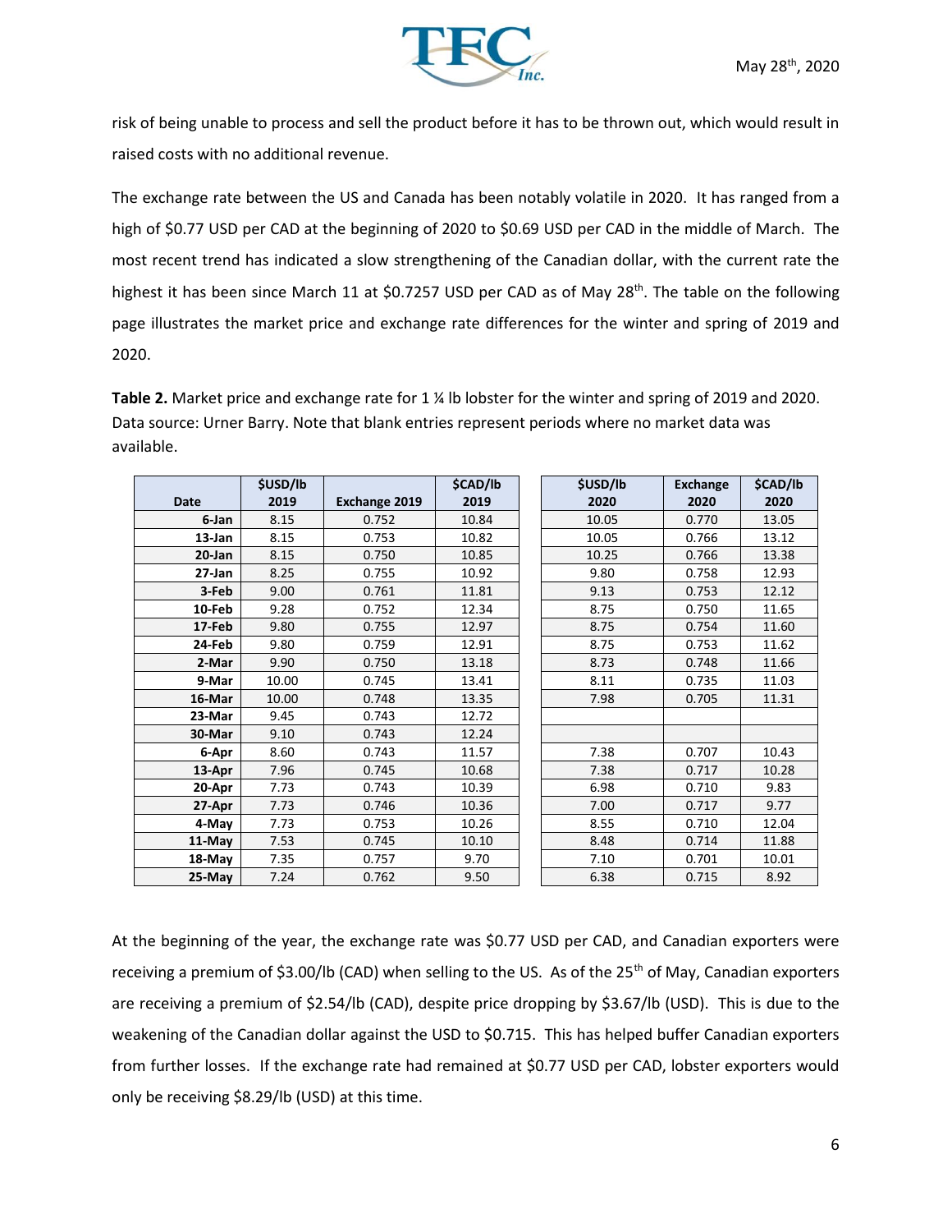risk of being unable to process and sell the product before it has to be thrown out, which would result in raised costs with no additional revenue.

The exchange rate between the US and Canada has been notably volatile in 2020. It has ranged from a high of \$0.77 USD per CAD at the beginning of 2020 to \$0.69 USD per CAD in the middle of March. The most recent trend has indicated a slow strengthening of the Canadian dollar, with the current rate the highest it has been since March 11 at \$0.7257 USD per CAD as of May 28th. The table on the following page illustrates the market price and exchange rate differences for the winter and spring of 2019 and 2020.

**Table 2.** Market price and exchange rate for 1 ¼ lb lobster for the winter and spring of 2019 and 2020. Data source: Urner Barry. Note that blank entries represent periods where no market data was available.

| Date | \$USD/lb 2019 | Exchange 2019 | \$CAD/lb 2019 | \$USD/lb 2020 | Exchange 2020 | \$CAD/lb 2020 |
|---|---|---|---|---|---|---|
| 6-Jan | 8.15 | 0.752 | 10.84 | 10.05 | 0.770 | 13.05 |
| 13-Jan | 8.15 | 0.753 | 10.82 | 10.05 | 0.766 | 13.12 |
| 20-Jan | 8.15 | 0.750 | 10.85 | 10.25 | 0.766 | 13.38 |
| 27-Jan | 8.25 | 0.755 | 10.92 | 9.80 | 0.758 | 12.93 |
| 3-Feb | 9.00 | 0.761 | 11.81 | 9.13 | 0.753 | 12.12 |
| 10-Feb | 9.28 | 0.752 | 12.34 | 8.75 | 0.750 | 11.65 |
| 17-Feb | 9.80 | 0.755 | 12.97 | 8.75 | 0.754 | 11.60 |
| 24-Feb | 9.80 | 0.759 | 12.91 | 8.75 | 0.753 | 11.62 |
| 2-Mar | 9.90 | 0.750 | 13.18 | 8.73 | 0.748 | 11.66 |
| 9-Mar | 10.00 | 0.745 | 13.41 | 8.11 | 0.735 | 11.03 |
| 16-Mar | 10.00 | 0.748 | 13.35 | 7.98 | 0.705 | 11.31 |
| 23-Mar | 9.45 | 0.743 | 12.72 | | | |
| 30-Mar | 9.10 | 0.743 | 12.24 | | | |
| 6-Apr | 8.60 | 0.743 | 11.57 | 7.38 | 0.707 | 10.43 |
| 13-Apr | 7.96 | 0.745 | 10.68 | 7.38 | 0.717 | 10.28 |
| 20-Apr | 7.73 | 0.743 | 10.39 | 6.98 | 0.710 | 9.83 |
| 27-Apr | 7.73 | 0.746 | 10.36 | 7.00 | 0.717 | 9.77 |
| 4-May | 7.73 | 0.753 | 10.26 | 8.55 | 0.710 | 12.04 |
| 11-May | 7.53 | 0.745 | 10.10 | 8.48 | 0.714 | 11.88 |
| 18-May | 7.35 | 0.757 | 9.70 | 7.10 | 0.701 | 10.01 |
| 25-May | 7.24 | 0.762 | 9.50 | 6.38 | 0.715 | 8.92 |

At the beginning of the year, the exchange rate was \$0.77 USD per CAD, and Canadian exporters were receiving a premium of \$3.00/lb (CAD) when selling to the US. As of the 25th of May, Canadian exporters are receiving a premium of \$2.54/lb (CAD), despite price dropping by \$3.67/lb (USD). This is due to the weakening of the Canadian dollar against the USD to \$0.715. This has helped buffer Canadian exporters from further losses. If the exchange rate had remained at \$0.77 USD per CAD, lobster exporters would only be receiving \$8.29/lb (USD) at this time.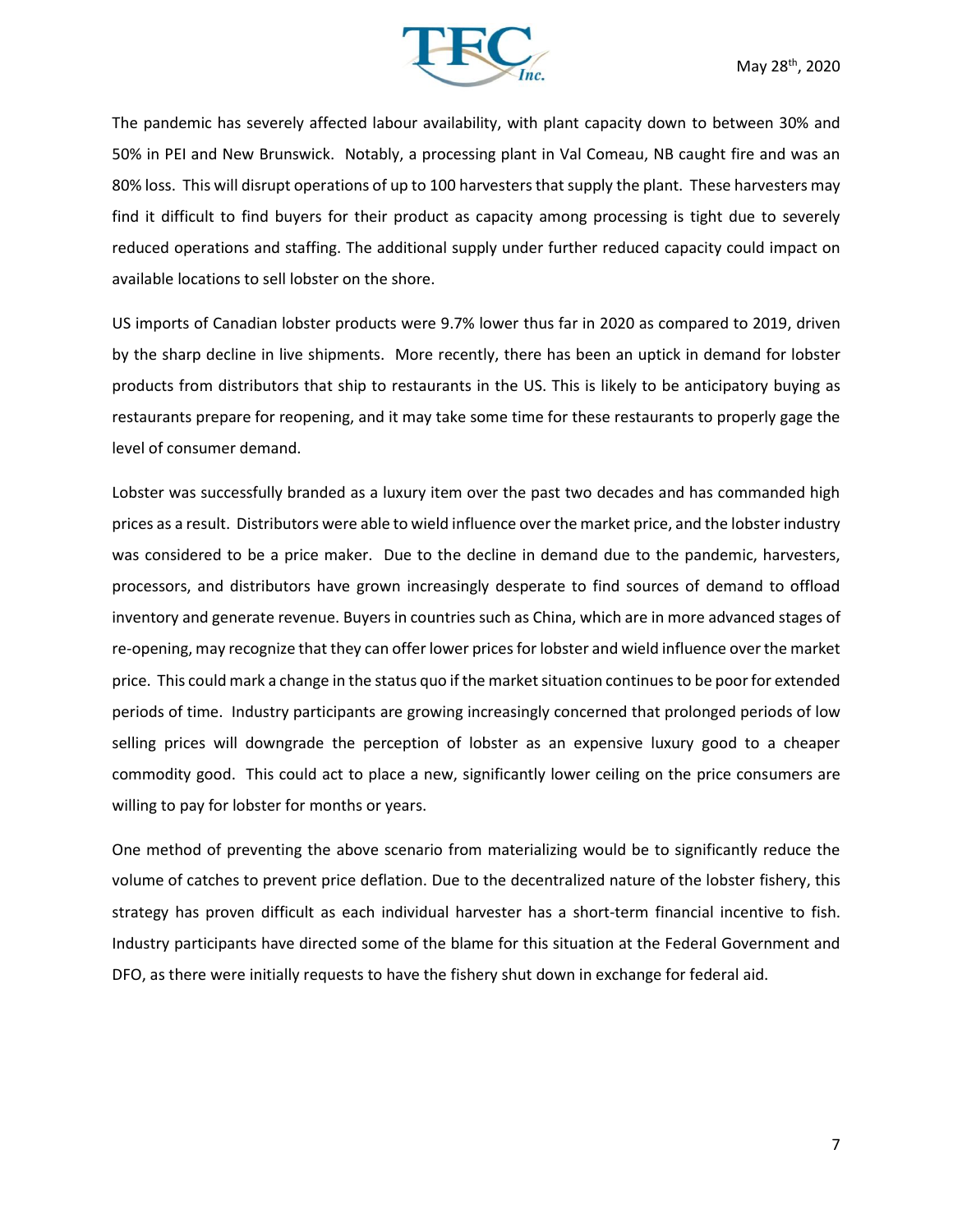The pandemic has severely affected labour availability, with plant capacity down to between 30% and 50% in PEI and New Brunswick. Notably, a processing plant in Val Comeau, NB caught fire and was an 80% loss. This will disrupt operations of up to 100 harvesters that supply the plant. These harvesters may find it difficult to find buyers for their product as capacity among processing is tight due to severely reduced operations and staffing. The additional supply under further reduced capacity could impact on available locations to sell lobster on the shore.

US imports of Canadian lobster products were 9.7% lower thus far in 2020 as compared to 2019, driven by the sharp decline in live shipments. More recently, there has been an uptick in demand for lobster products from distributors that ship to restaurants in the US. This is likely to be anticipatory buying as restaurants prepare for reopening, and it may take some time for these restaurants to properly gage the level of consumer demand.

Lobster was successfully branded as a luxury item over the past two decades and has commanded high prices as a result. Distributors were able to wield influence over the market price, and the lobster industry was considered to be a price maker. Due to the decline in demand due to the pandemic, harvesters, processors, and distributors have grown increasingly desperate to find sources of demand to offload inventory and generate revenue. Buyers in countries such as China, which are in more advanced stages of re-opening, may recognize that they can offer lower prices for lobster and wield influence over the market price. This could mark a change in the status quo if the market situation continues to be poor for extended periods of time. Industry participants are growing increasingly concerned that prolonged periods of low selling prices will downgrade the perception of lobster as an expensive luxury good to a cheaper commodity good. This could act to place a new, significantly lower ceiling on the price consumers are willing to pay for lobster for months or years.

One method of preventing the above scenario from materializing would be to significantly reduce the volume of catches to prevent price deflation. Due to the decentralized nature of the lobster fishery, this strategy has proven difficult as each individual harvester has a short-term financial incentive to fish. Industry participants have directed some of the blame for this situation at the Federal Government and DFO, as there were initially requests to have the fishery shut down in exchange for federal aid.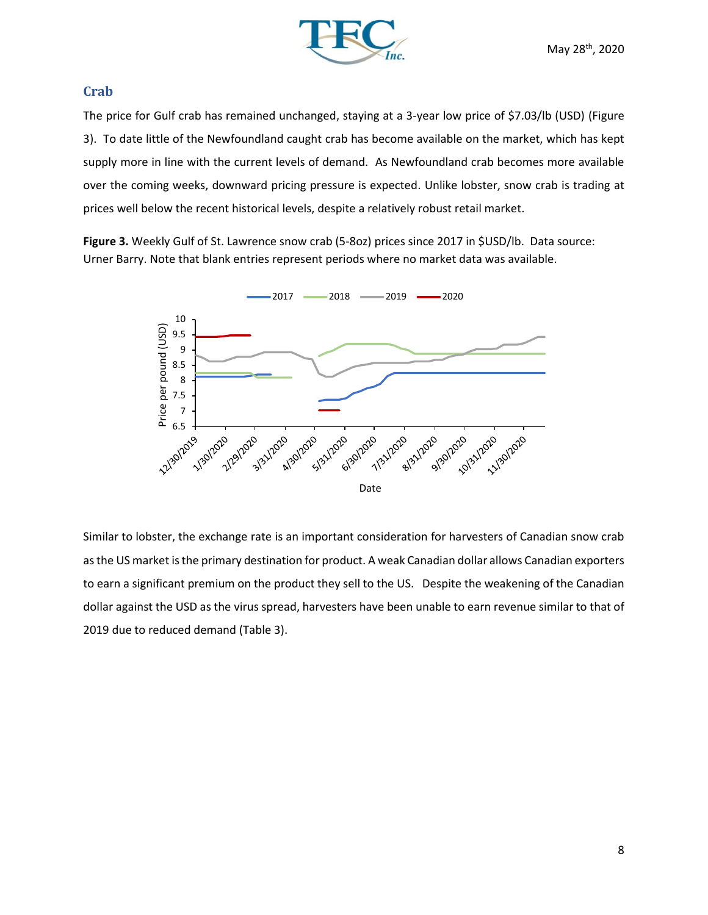## Crab

The price for Gulf crab has remained unchanged, staying at a 3-year low price of $7.03/lb (USD) (Figure 3). To date little of the Newfoundland caught crab has become available on the market, which has kept supply more in line with the current levels of demand. As Newfoundland crab becomes more available over the coming weeks, downward pricing pressure is expected. Unlike lobster, snow crab is trading at prices well below the recent historical levels, despite a relatively robust retail market.

**Figure 3.** Weekly Gulf of St. Lawrence snow crab (5-8oz) prices since 2017 in $USD/lb. Data source: Urner Barry. Note that blank entries represent periods where no market data was available.

Similar to lobster, the exchange rate is an important consideration for harvesters of Canadian snow crab as the US market is the primary destination for product. A weak Canadian dollar allows Canadian exporters to earn a significant premium on the product they sell to the US. Despite the weakening of the Canadian dollar against the USD as the virus spread, harvesters have been unable to earn revenue similar to that of 2019 due to reduced demand (Table 3).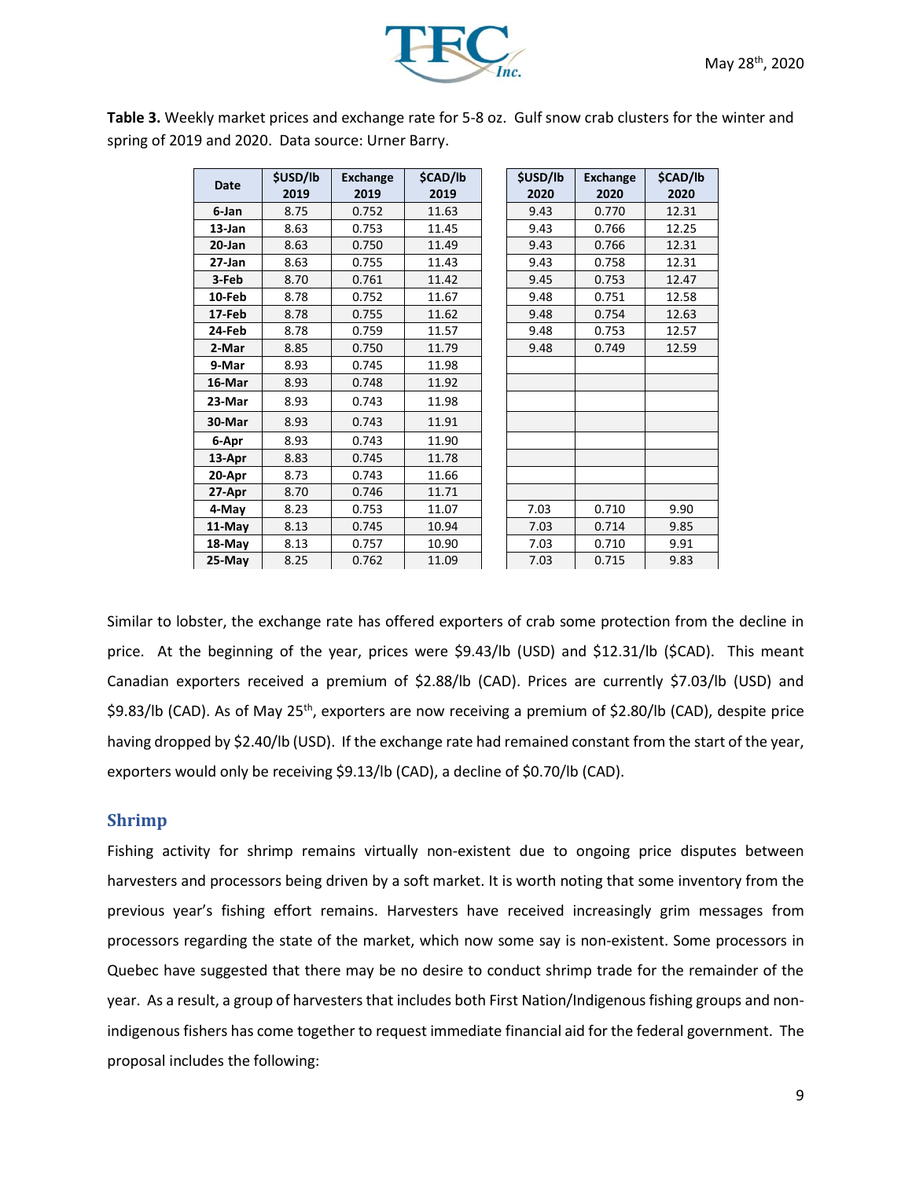**Table 3.** Weekly market prices and exchange rate for 5-8 oz. Gulf snow crab clusters for the winter and spring of 2019 and 2020. Data source: Urner Barry.

| Date | $USD/lb 2019 | Exchange 2019 | $CAD/lb 2019 | $USD/lb 2020 | Exchange 2020 | $CAD/lb 2020 |
|---|---|---|---|---|---|---|
| 6-Jan | 8.75 | 0.752 | 11.63 | 9.43 | 0.770 | 12.31 |
| 13-Jan | 8.63 | 0.753 | 11.45 | 9.43 | 0.766 | 12.25 |
| 20-Jan | 8.63 | 0.750 | 11.49 | 9.43 | 0.766 | 12.31 |
| 27-Jan | 8.63 | 0.755 | 11.43 | 9.43 | 0.758 | 12.31 |
| 3-Feb | 8.70 | 0.761 | 11.42 | 9.45 | 0.753 | 12.47 |
| 10-Feb | 8.78 | 0.752 | 11.67 | 9.48 | 0.751 | 12.58 |
| 17-Feb | 8.78 | 0.755 | 11.62 | 9.48 | 0.754 | 12.63 |
| 24-Feb | 8.78 | 0.759 | 11.57 | 9.48 | 0.753 | 12.57 |
| 2-Mar | 8.85 | 0.750 | 11.79 | 9.48 | 0.749 | 12.59 |
| 9-Mar | 8.93 | 0.745 | 11.98 | | | |
| 16-Mar | 8.93 | 0.748 | 11.92 | | | |
| 23-Mar | 8.93 | 0.743 | 11.98 | | | |
| 30-Mar | 8.93 | 0.743 | 11.91 | | | |
| 6-Apr | 8.93 | 0.743 | 11.90 | | | |
| 13-Apr | 8.83 | 0.745 | 11.78 | | | |
| 20-Apr | 8.73 | 0.743 | 11.66 | | | |
| 27-Apr | 8.70 | 0.746 | 11.71 | | | |
| 4-May | 8.23 | 0.753 | 11.07 | 7.03 | 0.710 | 9.90 |
| 11-May | 8.13 | 0.745 | 10.94 | 7.03 | 0.714 | 9.85 |
| 18-May | 8.13 | 0.757 | 10.90 | 7.03 | 0.710 | 9.91 |
| 25-May | 8.25 | 0.762 | 11.09 | 7.03 | 0.715 | 9.83 |

Similar to lobster, the exchange rate has offered exporters of crab some protection from the decline in price. At the beginning of the year, prices were $9.43/lb (USD) and $12.31/lb ($CAD). This meant Canadian exporters received a premium of $2.88/lb (CAD). Prices are currently $7.03/lb (USD) and $9.83/lb (CAD). As of May 25th, exporters are now receiving a premium of $2.80/lb (CAD), despite price having dropped by $2.40/lb (USD). If the exchange rate had remained constant from the start of the year, exporters would only be receiving $9.13/lb (CAD), a decline of $0.70/lb (CAD).

## Shrimp

Fishing activity for shrimp remains virtually non-existent due to ongoing price disputes between harvesters and processors being driven by a soft market. It is worth noting that some inventory from the previous year's fishing effort remains. Harvesters have received increasingly grim messages from processors regarding the state of the market, which now some say is non-existent. Some processors in Quebec have suggested that there may be no desire to conduct shrimp trade for the remainder of the year. As a result, a group of harvesters that includes both First Nation/Indigenous fishing groups and non-indigenous fishers has come together to request immediate financial aid for the federal government. The proposal includes the following: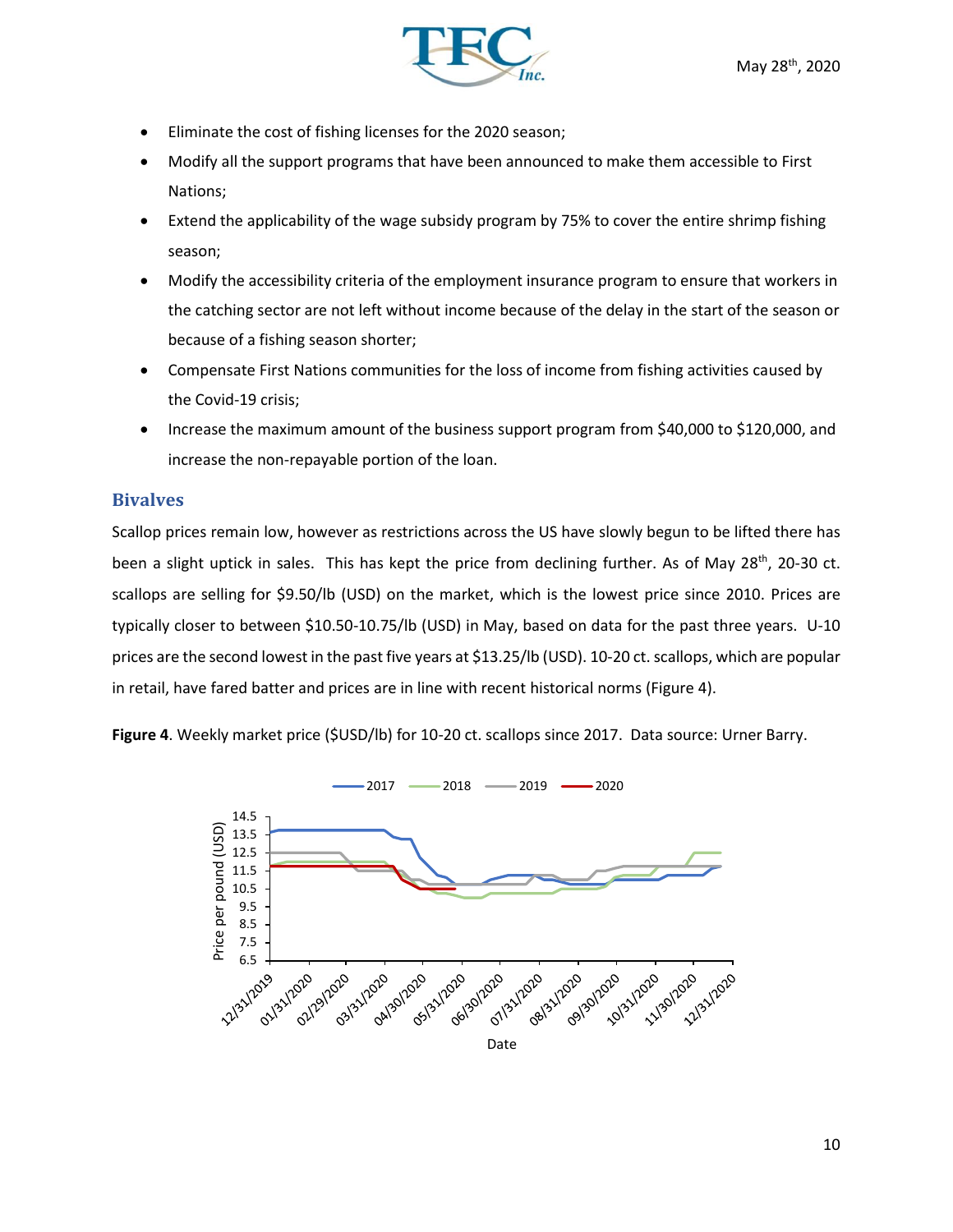- Eliminate the cost of fishing licenses for the 2020 season;
- Modify all the support programs that have been announced to make them accessible to First Nations;
- Extend the applicability of the wage subsidy program by 75% to cover the entire shrimp fishing season;
- Modify the accessibility criteria of the employment insurance program to ensure that workers in the catching sector are not left without income because of the delay in the start of the season or because of a fishing season shorter;
- Compensate First Nations communities for the loss of income from fishing activities caused by the Covid-19 crisis;
- Increase the maximum amount of the business support program from $40,000 to $120,000, and increase the non-repayable portion of the loan.

## Bivalves

Scallop prices remain low, however as restrictions across the US have slowly begun to be lifted there has been a slight uptick in sales. This has kept the price from declining further. As of May 28th, 20-30 ct. scallops are selling for $9.50/lb (USD) on the market, which is the lowest price since 2010. Prices are typically closer to between $10.50-10.75/lb (USD) in May, based on data for the past three years. U-10 prices are the second lowest in the past five years at $13.25/lb (USD). 10-20 ct. scallops, which are popular in retail, have fared batter and prices are in line with recent historical norms (Figure 4).

**Figure 4**. Weekly market price ($USD/lb) for 10-20 ct. scallops since 2017. Data source: Urner Barry.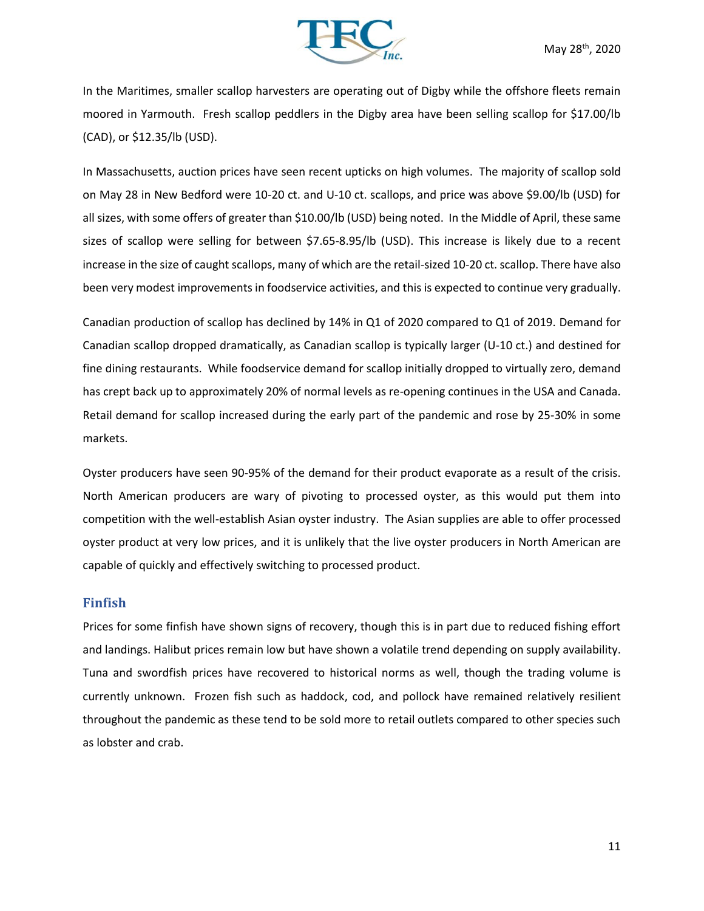In the Maritimes, smaller scallop harvesters are operating out of Digby while the offshore fleets remain moored in Yarmouth. Fresh scallop peddlers in the Digby area have been selling scallop for $17.00/lb (CAD), or $12.35/lb (USD).

In Massachusetts, auction prices have seen recent upticks on high volumes. The majority of scallop sold on May 28 in New Bedford were 10-20 ct. and U-10 ct. scallops, and price was above $9.00/lb (USD) for all sizes, with some offers of greater than $10.00/lb (USD) being noted. In the Middle of April, these same sizes of scallop were selling for between $7.65-8.95/lb (USD). This increase is likely due to a recent increase in the size of caught scallops, many of which are the retail-sized 10-20 ct. scallop. There have also been very modest improvements in foodservice activities, and this is expected to continue very gradually.

Canadian production of scallop has declined by 14% in Q1 of 2020 compared to Q1 of 2019. Demand for Canadian scallop dropped dramatically, as Canadian scallop is typically larger (U-10 ct.) and destined for fine dining restaurants. While foodservice demand for scallop initially dropped to virtually zero, demand has crept back up to approximately 20% of normal levels as re-opening continues in the USA and Canada. Retail demand for scallop increased during the early part of the pandemic and rose by 25-30% in some markets.

Oyster producers have seen 90-95% of the demand for their product evaporate as a result of the crisis. North American producers are wary of pivoting to processed oyster, as this would put them into competition with the well-establish Asian oyster industry. The Asian supplies are able to offer processed oyster product at very low prices, and it is unlikely that the live oyster producers in North American are capable of quickly and effectively switching to processed product.

## Finfish

Prices for some finfish have shown signs of recovery, though this is in part due to reduced fishing effort and landings. Halibut prices remain low but have shown a volatile trend depending on supply availability. Tuna and swordfish prices have recovered to historical norms as well, though the trading volume is currently unknown. Frozen fish such as haddock, cod, and pollock have remained relatively resilient throughout the pandemic as these tend to be sold more to retail outlets compared to other species such as lobster and crab.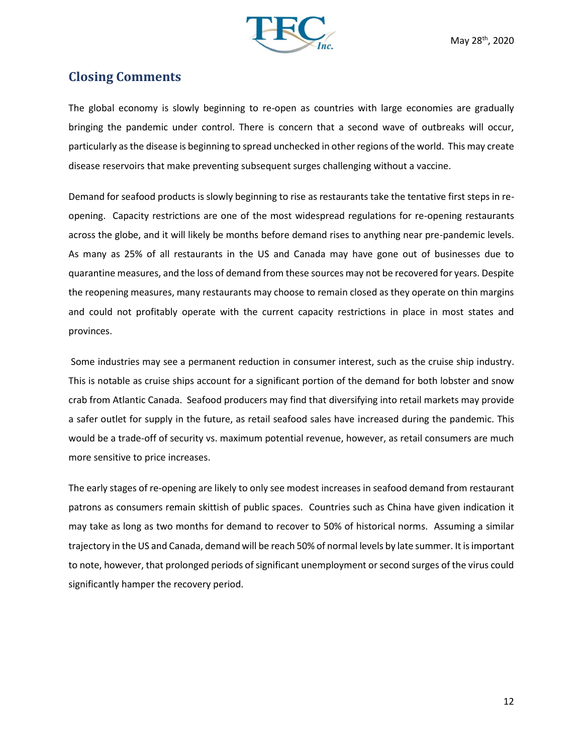## Closing Comments

The global economy is slowly beginning to re-open as countries with large economies are gradually bringing the pandemic under control. There is concern that a second wave of outbreaks will occur, particularly as the disease is beginning to spread unchecked in other regions of the world. This may create disease reservoirs that make preventing subsequent surges challenging without a vaccine.

Demand for seafood products is slowly beginning to rise as restaurants take the tentative first steps in re-opening. Capacity restrictions are one of the most widespread regulations for re-opening restaurants across the globe, and it will likely be months before demand rises to anything near pre-pandemic levels. As many as 25% of all restaurants in the US and Canada may have gone out of businesses due to quarantine measures, and the loss of demand from these sources may not be recovered for years. Despite the reopening measures, many restaurants may choose to remain closed as they operate on thin margins and could not profitably operate with the current capacity restrictions in place in most states and provinces.

Some industries may see a permanent reduction in consumer interest, such as the cruise ship industry. This is notable as cruise ships account for a significant portion of the demand for both lobster and snow crab from Atlantic Canada. Seafood producers may find that diversifying into retail markets may provide a safer outlet for supply in the future, as retail seafood sales have increased during the pandemic. This would be a trade-off of security vs. maximum potential revenue, however, as retail consumers are much more sensitive to price increases.

The early stages of re-opening are likely to only see modest increases in seafood demand from restaurant patrons as consumers remain skittish of public spaces. Countries such as China have given indication it may take as long as two months for demand to recover to 50% of historical norms. Assuming a similar trajectory in the US and Canada, demand will be reach 50% of normal levels by late summer. It is important to note, however, that prolonged periods of significant unemployment or second surges of the virus could significantly hamper the recovery period.